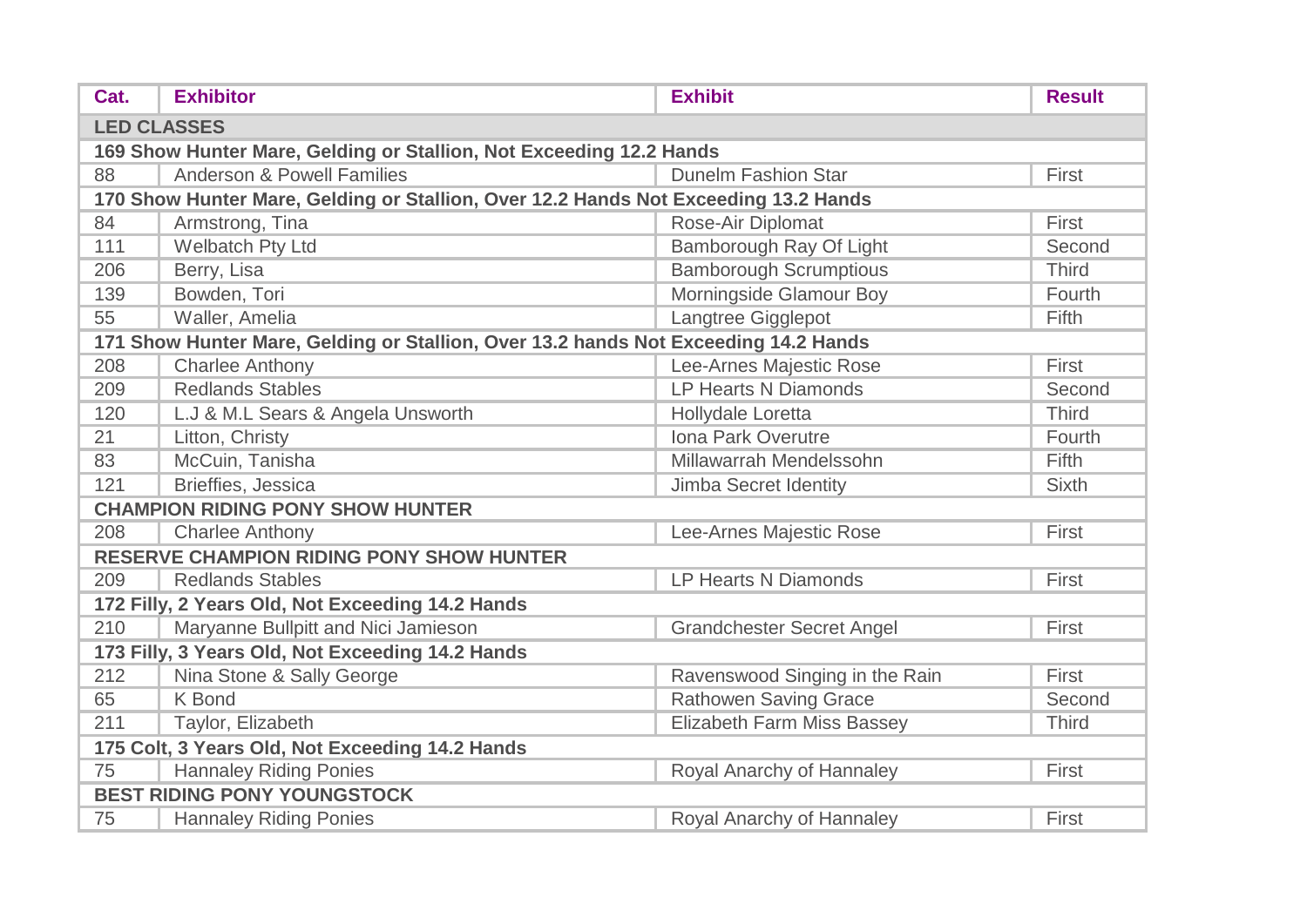| Cat. | Exhibitor | Exhibit | Result |
|---|---|---|---|
| **LED CLASSES** | | | |
| **169 Show Hunter Mare, Gelding or Stallion, Not Exceeding 12.2 Hands** | | | |
| 88 | Anderson & Powell Families | Dunelm Fashion Star | First |
| **170 Show Hunter Mare, Gelding or Stallion, Over 12.2 Hands Not Exceeding 13.2 Hands** | | | |
| 84 | Armstrong, Tina | Rose-Air Diplomat | First |
| 111 | Welbatch Pty Ltd | Bamborough Ray Of Light | Second |
| 206 | Berry, Lisa | Bamborough Scrumptious | Third |
| 139 | Bowden, Tori | Morningside Glamour Boy | Fourth |
| 55 | Waller, Amelia | Langtree Gigglepot | Fifth |
| **171 Show Hunter Mare, Gelding or Stallion, Over 13.2 hands Not Exceeding 14.2 Hands** | | | |
| 208 | Charlee Anthony | Lee-Arnes Majestic Rose | First |
| 209 | Redlands Stables | LP Hearts N Diamonds | Second |
| 120 | L.J & M.L Sears & Angela Unsworth | Hollydale Loretta | Third |
| 21 | Litton, Christy | Iona Park Overutre | Fourth |
| 83 | McCuin, Tanisha | Millawarrah Mendelssohn | Fifth |
| 121 | Brieffies, Jessica | Jimba Secret Identity | Sixth |
| **CHAMPION RIDING PONY SHOW HUNTER** | | | |
| 208 | Charlee Anthony | Lee-Arnes Majestic Rose | First |
| **RESERVE CHAMPION RIDING PONY SHOW HUNTER** | | | |
| 209 | Redlands Stables | LP Hearts N Diamonds | First |
| **172 Filly, 2 Years Old, Not Exceeding 14.2 Hands** | | | |
| 210 | Maryanne Bullpitt and Nici Jamieson | Grandchester Secret Angel | First |
| **173 Filly, 3 Years Old, Not Exceeding 14.2 Hands** | | | |
| 212 | Nina Stone & Sally George | Ravenswood Singing in the Rain | First |
| 65 | K Bond | Rathowen Saving Grace | Second |
| 211 | Taylor, Elizabeth | Elizabeth Farm Miss Bassey | Third |
| **175 Colt, 3 Years Old, Not Exceeding 14.2 Hands** | | | |
| 75 | Hannaley Riding Ponies | Royal Anarchy of Hannaley | First |
| **BEST RIDING PONY YOUNGSTOCK** | | | |
| 75 | Hannaley Riding Ponies | Royal Anarchy of Hannaley | First |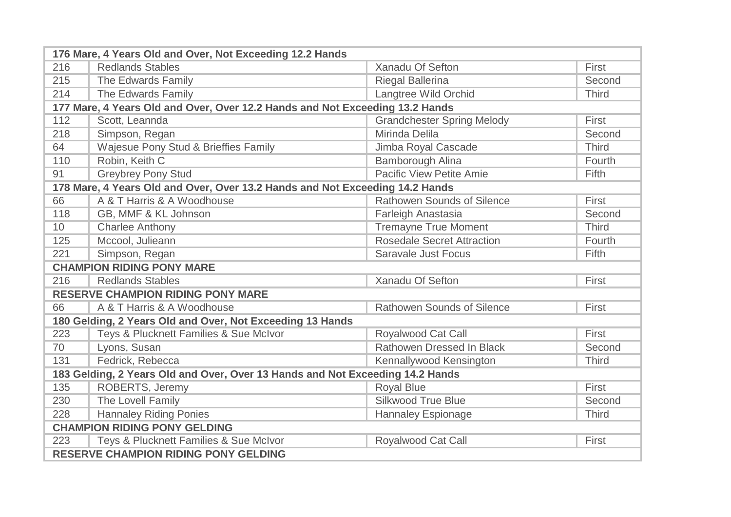| 176 Mare, 4 Years Old and Over, Not Exceeding 12.2 Hands | | | |
|---|---|---|---|
| 216 | Redlands Stables | Xanadu Of Sefton | First |
| 215 | The Edwards Family | Riegal Ballerina | Second |
| 214 | The Edwards Family | Langtree Wild Orchid | Third |
| **177 Mare, 4 Years Old and Over, Over 12.2 Hands and Not Exceeding 13.2 Hands** | | | |
| 112 | Scott, Leannda | Grandchester Spring Melody | First |
| 218 | Simpson, Regan | Mirinda Delila | Second |
| 64 | Wajesue Pony Stud & Brieffies Family | Jimba Royal Cascade | Third |
| 110 | Robin, Keith C | Bamborough Alina | Fourth |
| 91 | Greybrey Pony Stud | Pacific View Petite Amie | Fifth |
| **178 Mare, 4 Years Old and Over, Over 13.2 Hands and Not Exceeding 14.2 Hands** | | | |
| 66 | A & T Harris & A Woodhouse | Rathowen Sounds of Silence | First |
| 118 | GB, MMF & KL Johnson | Farleigh Anastasia | Second |
| 10 | Charlee Anthony | Tremayne True Moment | Third |
| 125 | Mccool, Julieann | Rosedale Secret Attraction | Fourth |
| 221 | Simpson, Regan | Saravale Just Focus | Fifth |
| **CHAMPION RIDING PONY MARE** | | | |
| 216 | Redlands Stables | Xanadu Of Sefton | First |
| **RESERVE CHAMPION RIDING PONY MARE** | | | |
| 66 | A & T Harris & A Woodhouse | Rathowen Sounds of Silence | First |
| **180 Gelding, 2 Years Old and Over, Not Exceeding 13 Hands** | | | |
| 223 | Teys & Plucknett Families & Sue McIvor | Royalwood Cat Call | First |
| 70 | Lyons, Susan | Rathowen Dressed In Black | Second |
| 131 | Fedrick, Rebecca | Kennallywood Kensington | Third |
| **183 Gelding, 2 Years Old and Over, Over 13 Hands and Not Exceeding 14.2 Hands** | | | |
| 135 | ROBERTS, Jeremy | Royal Blue | First |
| 230 | The Lovell Family | Silkwood True Blue | Second |
| 228 | Hannaley Riding Ponies | Hannaley Espionage | Third |
| **CHAMPION RIDING PONY GELDING** | | | |
| 223 | Teys & Plucknett Families & Sue McIvor | Royalwood Cat Call | First |
| **RESERVE CHAMPION RIDING PONY GELDING** | | | |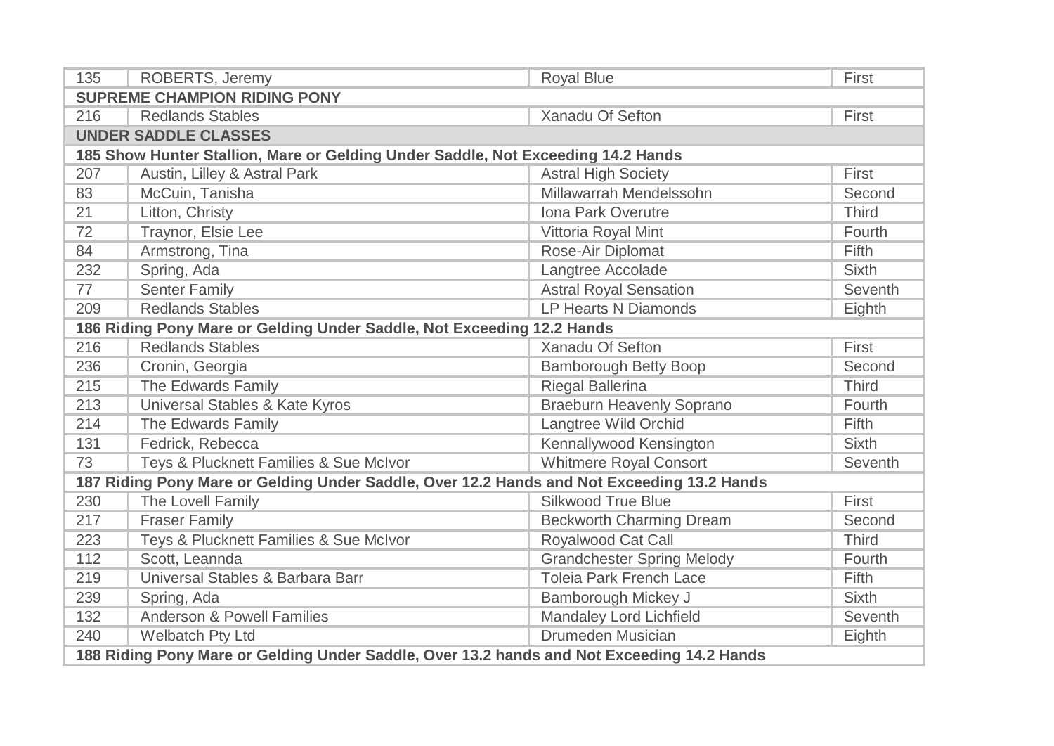| | | | |
|---|---|---|---|
| 135 | ROBERTS, Jeremy | Royal Blue | First |
| **SUPREME CHAMPION RIDING PONY** | | | |
| 216 | Redlands Stables | Xanadu Of Sefton | First |
| **UNDER SADDLE CLASSES** | | | |
| **185 Show Hunter Stallion, Mare or Gelding Under Saddle, Not Exceeding 14.2 Hands** | | | |
| 207 | Austin, Lilley & Astral Park | Astral High Society | First |
| 83 | McCuin, Tanisha | Millawarrah Mendelssohn | Second |
| 21 | Litton, Christy | Iona Park Overutre | Third |
| 72 | Traynor, Elsie Lee | Vittoria Royal Mint | Fourth |
| 84 | Armstrong, Tina | Rose-Air Diplomat | Fifth |
| 232 | Spring, Ada | Langtree Accolade | Sixth |
| 77 | Senter Family | Astral Royal Sensation | Seventh |
| 209 | Redlands Stables | LP Hearts N Diamonds | Eighth |
| **186 Riding Pony Mare or Gelding Under Saddle, Not Exceeding 12.2 Hands** | | | |
| 216 | Redlands Stables | Xanadu Of Sefton | First |
| 236 | Cronin, Georgia | Bamborough Betty Boop | Second |
| 215 | The Edwards Family | Riegal Ballerina | Third |
| 213 | Universal Stables & Kate Kyros | Braeburn Heavenly Soprano | Fourth |
| 214 | The Edwards Family | Langtree Wild Orchid | Fifth |
| 131 | Fedrick, Rebecca | Kennallywood Kensington | Sixth |
| 73 | Teys & Plucknett Families & Sue McIvor | Whitmere Royal Consort | Seventh |
| **187 Riding Pony Mare or Gelding Under Saddle, Over 12.2 Hands and Not Exceeding 13.2 Hands** | | | |
| 230 | The Lovell Family | Silkwood True Blue | First |
| 217 | Fraser Family | Beckworth Charming Dream | Second |
| 223 | Teys & Plucknett Families & Sue McIvor | Royalwood Cat Call | Third |
| 112 | Scott, Leannda | Grandchester Spring Melody | Fourth |
| 219 | Universal Stables & Barbara Barr | Toleia Park French Lace | Fifth |
| 239 | Spring, Ada | Bamborough Mickey J | Sixth |
| 132 | Anderson & Powell Families | Mandaley Lord Lichfield | Seventh |
| 240 | Welbatch Pty Ltd | Drumeden Musician | Eighth |
| **188 Riding Pony Mare or Gelding Under Saddle, Over 13.2 hands and Not Exceeding 14.2 Hands** | | | |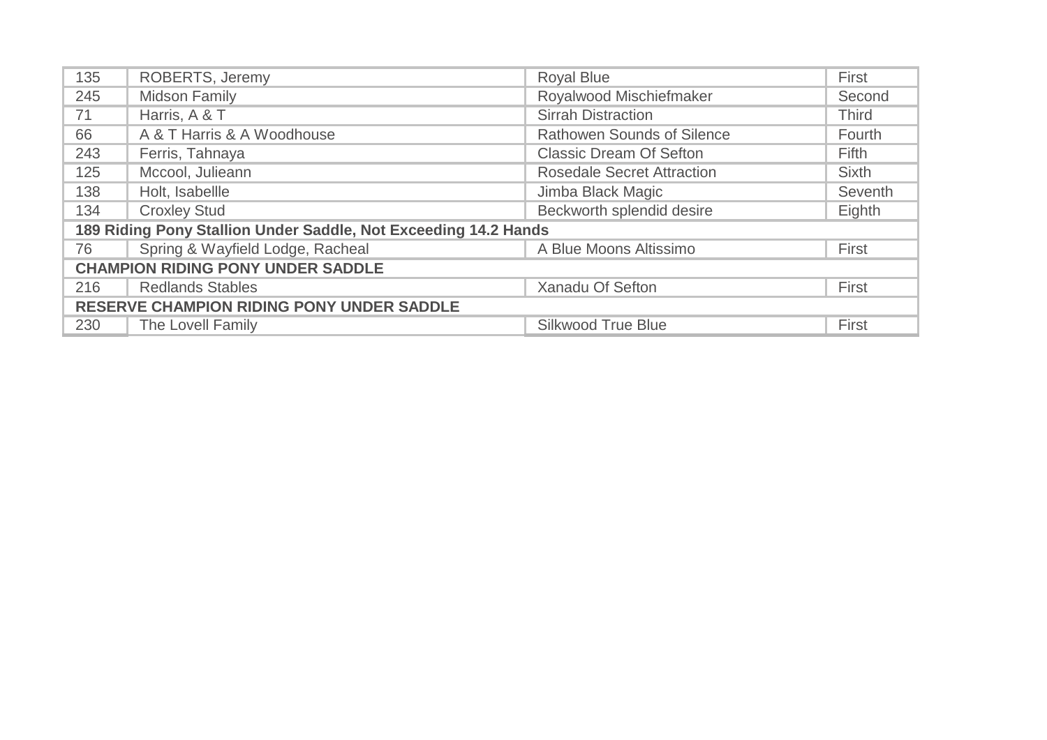| | | | |
|---|---|---|---|
| 135 | ROBERTS, Jeremy | Royal Blue | First |
| 245 | Midson Family | Royalwood Mischiefmaker | Second |
| 71 | Harris, A & T | Sirrah Distraction | Third |
| 66 | A & T Harris & A Woodhouse | Rathowen Sounds of Silence | Fourth |
| 243 | Ferris, Tahnaya | Classic Dream Of Sefton | Fifth |
| 125 | Mccool, Julieann | Rosedale Secret Attraction | Sixth |
| 138 | Holt, Isabellle | Jimba Black Magic | Seventh |
| 134 | Croxley Stud | Beckworth splendid desire | Eighth |
| **189 Riding Pony Stallion Under Saddle, Not Exceeding 14.2 Hands** | | | |
| 76 | Spring & Wayfield Lodge, Racheal | A Blue Moons Altissimo | First |
| **CHAMPION RIDING PONY UNDER SADDLE** | | | |
| 216 | Redlands Stables | Xanadu Of Sefton | First |
| **RESERVE CHAMPION RIDING PONY UNDER SADDLE** | | | |
| 230 | The Lovell Family | Silkwood True Blue | First |